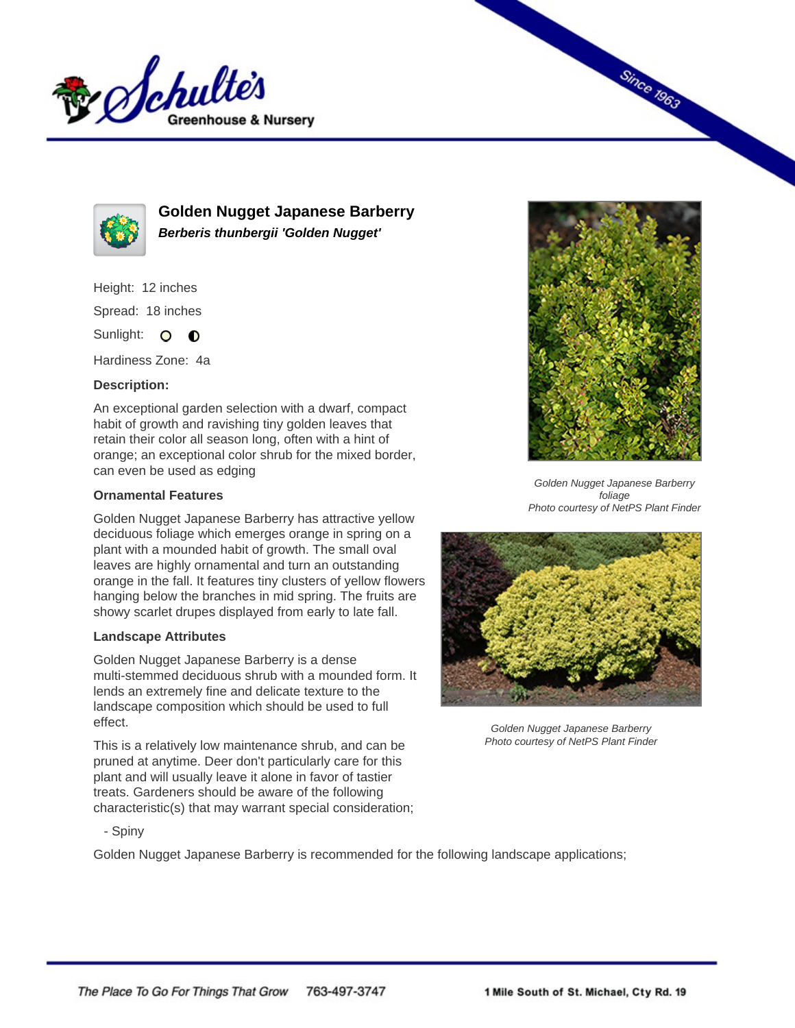# Golden Nugget Japanese Barberry

***Berberis thunbergii 'Golden Nugget'***

Height: 12 inches

Spread: 18 inches

Sunlight: ○ ◐

Hardiness Zone: 4a

**Description:**

An exceptional garden selection with a dwarf, compact habit of growth and ravishing tiny golden leaves that retain their color all season long, often with a hint of orange; an exceptional color shrub for the mixed border, can even be used as edging

**Ornamental Features**

Golden Nugget Japanese Barberry has attractive yellow deciduous foliage which emerges orange in spring on a plant with a mounded habit of growth. The small oval leaves are highly ornamental and turn an outstanding orange in the fall. It features tiny clusters of yellow flowers hanging below the branches in mid spring. The fruits are showy scarlet drupes displayed from early to late fall.

**Landscape Attributes**

Golden Nugget Japanese Barberry is a dense multi-stemmed deciduous shrub with a mounded form. It lends an extremely fine and delicate texture to the landscape composition which should be used to full effect.

This is a relatively low maintenance shrub, and can be pruned at anytime. Deer don't particularly care for this plant and will usually leave it alone in favor of tastier treats. Gardeners should be aware of the following characteristic(s) that may warrant special consideration;

- Spiny

Golden Nugget Japanese Barberry is recommended for the following landscape applications;

*Golden Nugget Japanese Barberry foliage*
*Photo courtesy of NetPS Plant Finder*

*Golden Nugget Japanese Barberry*
*Photo courtesy of NetPS Plant Finder*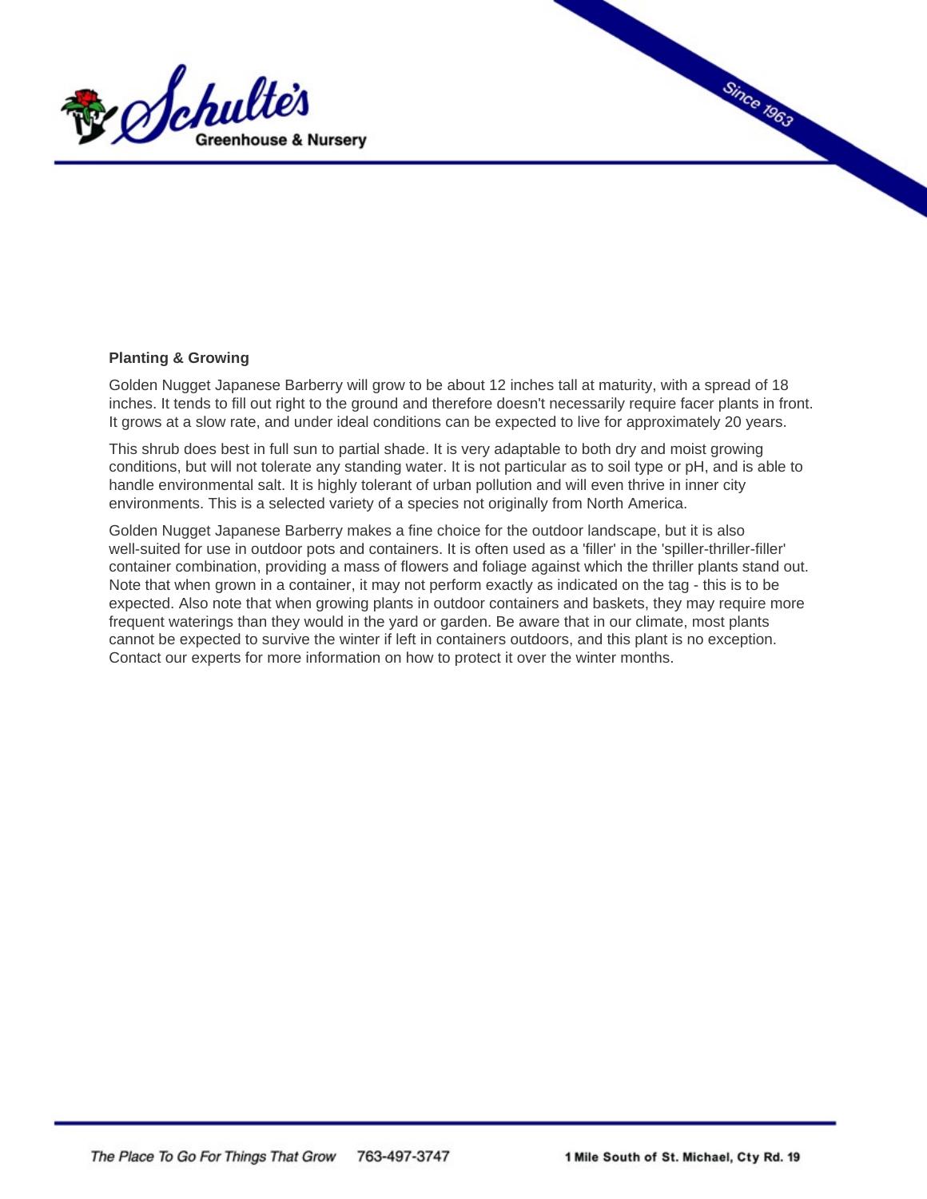**Planting & Growing**

Golden Nugget Japanese Barberry will grow to be about 12 inches tall at maturity, with a spread of 18 inches. It tends to fill out right to the ground and therefore doesn't necessarily require facer plants in front. It grows at a slow rate, and under ideal conditions can be expected to live for approximately 20 years.

This shrub does best in full sun to partial shade. It is very adaptable to both dry and moist growing conditions, but will not tolerate any standing water. It is not particular as to soil type or pH, and is able to handle environmental salt. It is highly tolerant of urban pollution and will even thrive in inner city environments. This is a selected variety of a species not originally from North America.

Golden Nugget Japanese Barberry makes a fine choice for the outdoor landscape, but it is also well-suited for use in outdoor pots and containers. It is often used as a 'filler' in the 'spiller-thriller-filler' container combination, providing a mass of flowers and foliage against which the thriller plants stand out. Note that when grown in a container, it may not perform exactly as indicated on the tag - this is to be expected. Also note that when growing plants in outdoor containers and baskets, they may require more frequent waterings than they would in the yard or garden. Be aware that in our climate, most plants cannot be expected to survive the winter if left in containers outdoors, and this plant is no exception. Contact our experts for more information on how to protect it over the winter months.